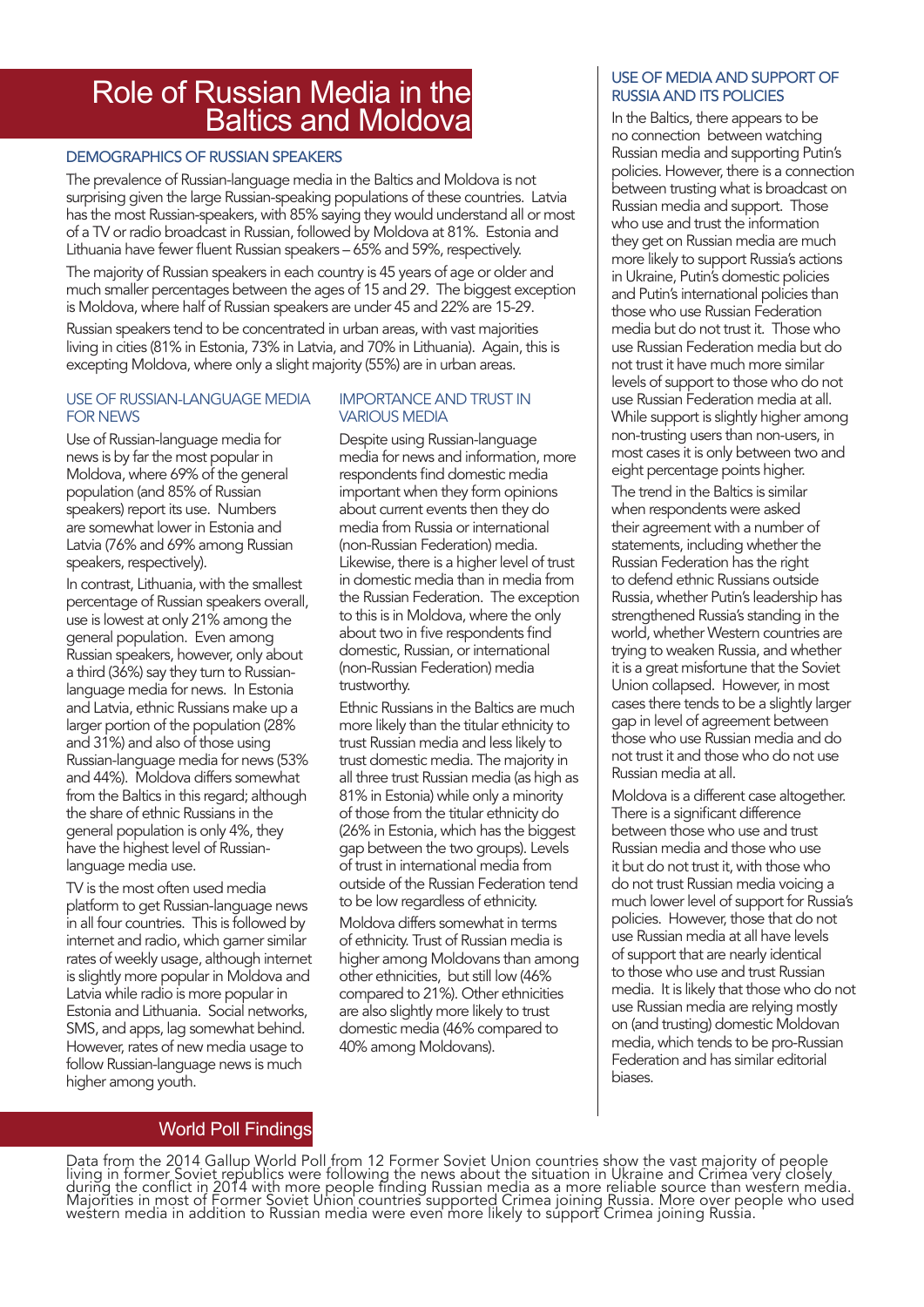# Role of Russian Media in the Baltics and Moldova

## DEMOGRAPHICS OF RUSSIAN SPEAKERS

The prevalence of Russian-language media in the Baltics and Moldova is not surprising given the large Russian-speaking populations of these countries. Latvia has the most Russian-speakers, with 85% saying they would understand all or most of a TV or radio broadcast in Russian, followed by Moldova at 81%. Estonia and Lithuania have fewer fluent Russian speakers – 65% and 59%, respectively.

The majority of Russian speakers in each country is 45 years of age or older and much smaller percentages between the ages of 15 and 29. The biggest exception is Moldova, where half of Russian speakers are under 45 and 22% are 15-29.

Russian speakers tend to be concentrated in urban areas, with vast majorities living in cities (81% in Estonia, 73% in Latvia, and 70% in Lithuania). Again, this is excepting Moldova, where only a slight majority (55%) are in urban areas.

## USE OF RUSSIAN-LANGUAGE MEDIA FOR NEWS

Use of Russian-language media for news is by far the most popular in Moldova, where 69% of the general population (and 85% of Russian speakers) report its use. Numbers are somewhat lower in Estonia and Latvia (76% and 69% among Russian speakers, respectively).

In contrast, Lithuania, with the smallest percentage of Russian speakers overall, use is lowest at only 21% among the general population. Even among Russian speakers, however, only about a third (36%) say they turn to Russian-language media for news. In Estonia and Latvia, ethnic Russians make up a larger portion of the population (28% and 31%) and also of those using Russian-language media for news (53% and 44%). Moldova differs somewhat from the Baltics in this regard; although the share of ethnic Russians in the general population is only 4%, they have the highest level of Russian-language media use.

TV is the most often used media platform to get Russian-language news in all four countries. This is followed by internet and radio, which garner similar rates of weekly usage, although internet is slightly more popular in Moldova and Latvia while radio is more popular in Estonia and Lithuania. Social networks, SMS, and apps, lag somewhat behind. However, rates of new media usage to follow Russian-language news is much higher among youth.

## IMPORTANCE AND TRUST IN VARIOUS MEDIA

Despite using Russian-language media for news and information, more respondents find domestic media important when they form opinions about current events then they do media from Russia or international (non-Russian Federation) media. Likewise, there is a higher level of trust in domestic media than in media from the Russian Federation. The exception to this is in Moldova, where the only about two in five respondents find domestic, Russian, or international (non-Russian Federation) media trustworthy.

Ethnic Russians in the Baltics are much more likely than the titular ethnicity to trust Russian media and less likely to trust domestic media. The majority in all three trust Russian media (as high as 81% in Estonia) while only a minority of those from the titular ethnicity do (26% in Estonia, which has the biggest gap between the two groups). Levels of trust in international media from outside of the Russian Federation tend to be low regardless of ethnicity.

Moldova differs somewhat in terms of ethnicity. Trust of Russian media is higher among Moldovans than among other ethnicities, but still low (46% compared to 21%). Other ethnicities are also slightly more likely to trust domestic media (46% compared to 40% among Moldovans).

## USE OF MEDIA AND SUPPORT OF RUSSIA AND ITS POLICIES

In the Baltics, there appears to be no connection between watching Russian media and supporting Putin's policies. However, there is a connection between trusting what is broadcast on Russian media and support. Those who use and trust the information they get on Russian media are much more likely to support Russia's actions in Ukraine, Putin's domestic policies and Putin's international policies than those who use Russian Federation media but do not trust it. Those who use Russian Federation media but do not trust it have much more similar levels of support to those who do not use Russian Federation media at all. While support is slightly higher among non-trusting users than non-users, in most cases it is only between two and eight percentage points higher.

The trend in the Baltics is similar when respondents were asked their agreement with a number of statements, including whether the Russian Federation has the right to defend ethnic Russians outside Russia, whether Putin's leadership has strengthened Russia's standing in the world, whether Western countries are trying to weaken Russia, and whether it is a great misfortune that the Soviet Union collapsed. However, in most cases there tends to be a slightly larger gap in level of agreement between those who use Russian media and do not trust it and those who do not use Russian media at all.

Moldova is a different case altogether. There is a significant difference between those who use and trust Russian media and those who use it but do not trust it, with those who do not trust Russian media voicing a much lower level of support for Russia's policies. However, those that do not use Russian media at all have levels of support that are nearly identical to those who use and trust Russian media. It is likely that those who do not use Russian media are relying mostly on (and trusting) domestic Moldovan media, which tends to be pro-Russian Federation and has similar editorial biases.

## World Poll Findings

Data from the 2014 Gallup World Poll from 12 Former Soviet Union countries show the vast majority of people living in former Soviet republics were following the news about the situation in Ukraine and Crimea very closely during the conflict in 2014 with more people finding Russian media as a more reliable source than western media. Majorities in most of Former Soviet Union countries supported Crimea joining Russia. More over people who used western media in addition to Russian media were even more likely to support Crimea joining Russia.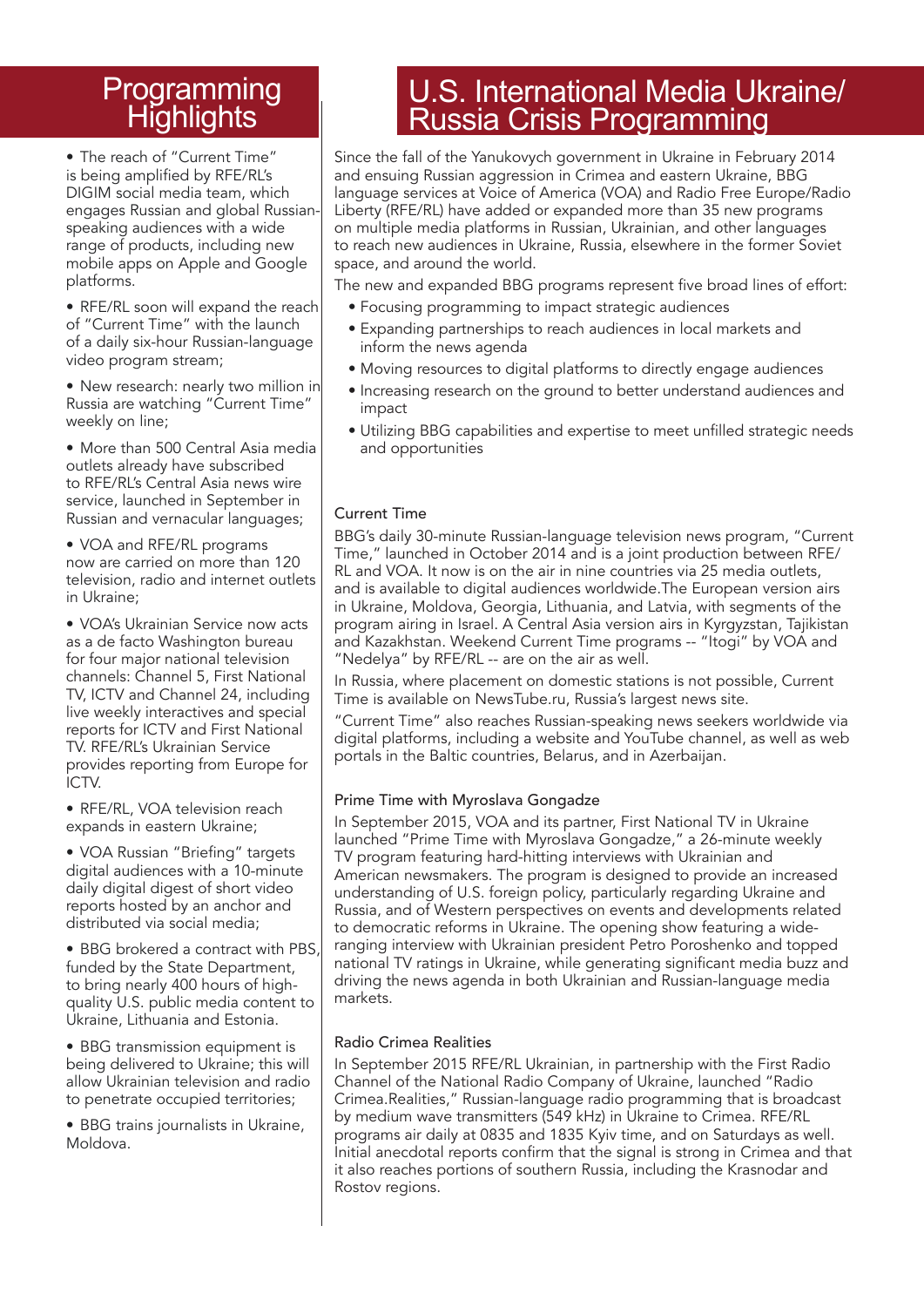## Programming Highlights

- The reach of "Current Time" is being amplified by RFE/RL's DIGIM social media team, which engages Russian and global Russian-speaking audiences with a wide range of products, including new mobile apps on Apple and Google platforms.
- RFE/RL soon will expand the reach of "Current Time" with the launch of a daily six-hour Russian-language video program stream;
- New research: nearly two million in Russia are watching "Current Time" weekly on line;
- More than 500 Central Asia media outlets already have subscribed to RFE/RL's Central Asia news wire service, launched in September in Russian and vernacular languages;
- VOA and RFE/RL programs now are carried on more than 120 television, radio and internet outlets in Ukraine;
- VOA's Ukrainian Service now acts as a de facto Washington bureau for four major national television channels: Channel 5, First National TV, ICTV and Channel 24, including live weekly interactives and special reports for ICTV and First National TV. RFE/RL's Ukrainian Service provides reporting from Europe for ICTV.
- RFE/RL, VOA television reach expands in eastern Ukraine;
- VOA Russian "Briefing" targets digital audiences with a 10-minute daily digital digest of short video reports hosted by an anchor and distributed via social media;
- BBG brokered a contract with PBS, funded by the State Department, to bring nearly 400 hours of high-quality U.S. public media content to Ukraine, Lithuania and Estonia.
- BBG transmission equipment is being delivered to Ukraine; this will allow Ukrainian television and radio to penetrate occupied territories;
- BBG trains journalists in Ukraine, Moldova.

## U.S. International Media Ukraine/ Russia Crisis Programming

Since the fall of the Yanukovych government in Ukraine in February 2014 and ensuing Russian aggression in Crimea and eastern Ukraine, BBG language services at Voice of America (VOA) and Radio Free Europe/Radio Liberty (RFE/RL) have added or expanded more than 35 new programs on multiple media platforms in Russian, Ukrainian, and other languages to reach new audiences in Ukraine, Russia, elsewhere in the former Soviet space, and around the world.

The new and expanded BBG programs represent five broad lines of effort:

- Focusing programming to impact strategic audiences
- Expanding partnerships to reach audiences in local markets and inform the news agenda
- Moving resources to digital platforms to directly engage audiences
- Increasing research on the ground to better understand audiences and impact
- Utilizing BBG capabilities and expertise to meet unfilled strategic needs and opportunities

### Current Time

BBG's daily 30-minute Russian-language television news program, "Current Time," launched in October 2014 and is a joint production between RFE/RL and VOA. It now is on the air in nine countries via 25 media outlets, and is available to digital audiences worldwide.The European version airs in Ukraine, Moldova, Georgia, Lithuania, and Latvia, with segments of the program airing in Israel. A Central Asia version airs in Kyrgyzstan, Tajikistan and Kazakhstan. Weekend Current Time programs -- "Itogi" by VOA and "Nedelya" by RFE/RL -- are on the air as well.

In Russia, where placement on domestic stations is not possible, Current Time is available on NewsTube.ru, Russia's largest news site.

"Current Time" also reaches Russian-speaking news seekers worldwide via digital platforms, including a website and YouTube channel, as well as web portals in the Baltic countries, Belarus, and in Azerbaijan.

### Prime Time with Myroslava Gongadze

In September 2015, VOA and its partner, First National TV in Ukraine launched "Prime Time with Myroslava Gongadze," a 26-minute weekly TV program featuring hard-hitting interviews with Ukrainian and American newsmakers. The program is designed to provide an increased understanding of U.S. foreign policy, particularly regarding Ukraine and Russia, and of Western perspectives on events and developments related to democratic reforms in Ukraine. The opening show featuring a wide-ranging interview with Ukrainian president Petro Poroshenko and topped national TV ratings in Ukraine, while generating significant media buzz and driving the news agenda in both Ukrainian and Russian-language media markets.

### Radio Crimea Realities

In September 2015 RFE/RL Ukrainian, in partnership with the First Radio Channel of the National Radio Company of Ukraine, launched "Radio Crimea.Realities," Russian-language radio programming that is broadcast by medium wave transmitters (549 kHz) in Ukraine to Crimea. RFE/RL programs air daily at 0835 and 1835 Kyiv time, and on Saturdays as well. Initial anecdotal reports confirm that the signal is strong in Crimea and that it also reaches portions of southern Russia, including the Krasnodar and Rostov regions.